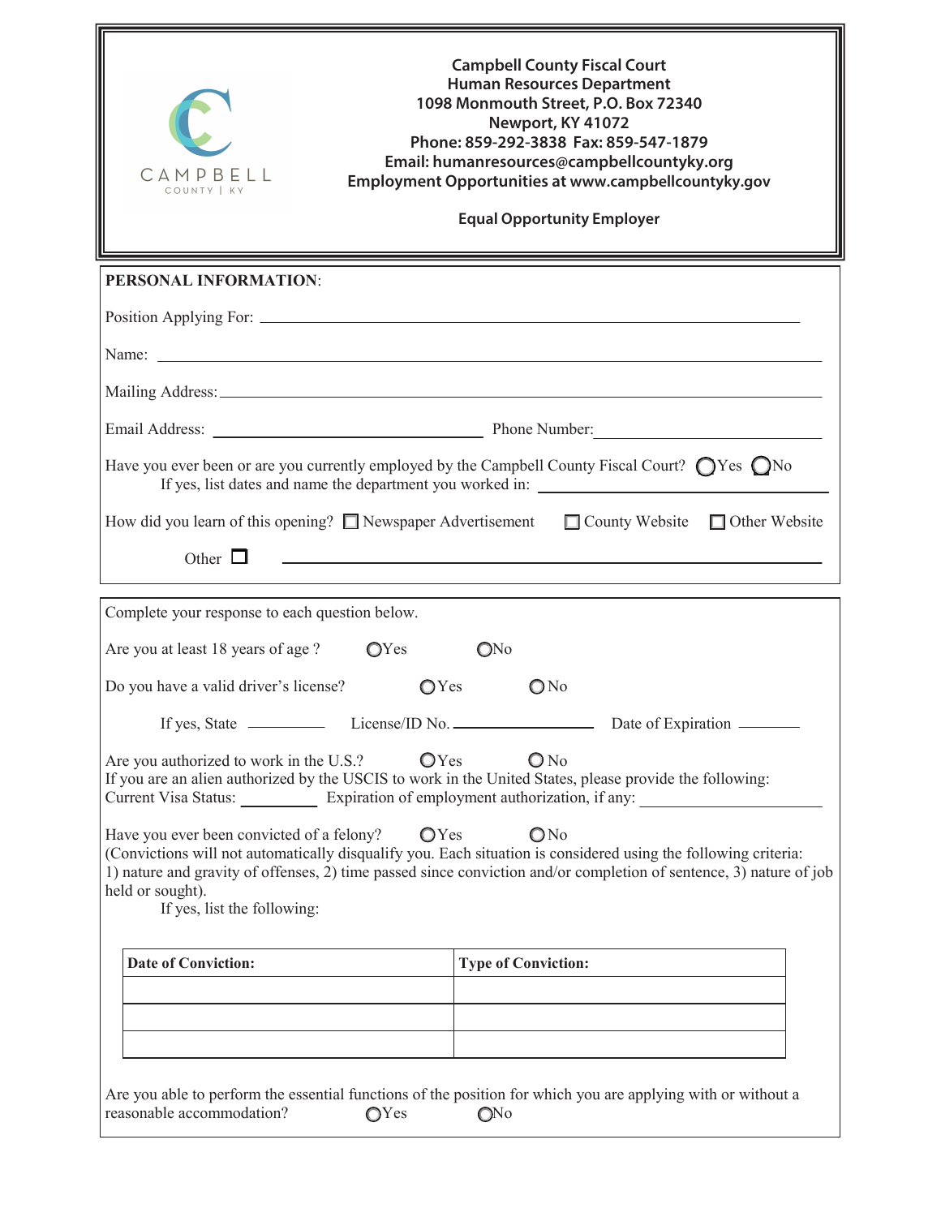**Campbell County Fiscal Court**
**Human Resources Department**
**1098 Monmouth Street, P.O. Box 72340**
**Newport, KY 41072**
**Phone: 859-292-3838 Fax: 859-547-1879**
**Email: humanresources@campbellcountyky.org**
**Employment Opportunities at www.campbellcountyky.gov**

**Equal Opportunity Employer**

## PERSONAL INFORMATION:

Position Applying For: ______________________________

Name: ______________________________

Mailing Address: ______________________________

Email Address: ______________________________ Phone Number: ______________________________

Have you ever been or are you currently employed by the Campbell County Fiscal Court? ◯Yes ◯No
If yes, list dates and name the department you worked in: ______________________________

How did you learn of this opening? ☐ Newspaper Advertisement ☐ County Website ☐ Other Website

Other ☐ ______________________________

---

Complete your response to each question below.

Are you at least 18 years of age ? ◯Yes ◯No

Do you have a valid driver's license? ◯Yes ◯No

If yes, State ________ License/ID No. ______________ Date of Expiration ________

Are you authorized to work in the U.S.? ◯Yes ◯No
If you are an alien authorized by the USCIS to work in the United States, please provide the following:
Current Visa Status: ________ Expiration of employment authorization, if any: ______________________________

Have you ever been convicted of a felony? ◯Yes ◯No
(Convictions will not automatically disqualify you. Each situation is considered using the following criteria: 1) nature and gravity of offenses, 2) time passed since conviction and/or completion of sentence, 3) nature of job held or sought).
If yes, list the following:

| Date of Conviction: | Type of Conviction: |
|---|---|
| | |
| | |
| | |

Are you able to perform the essential functions of the position for which you are applying with or without a reasonable accommodation? ◯Yes ◯No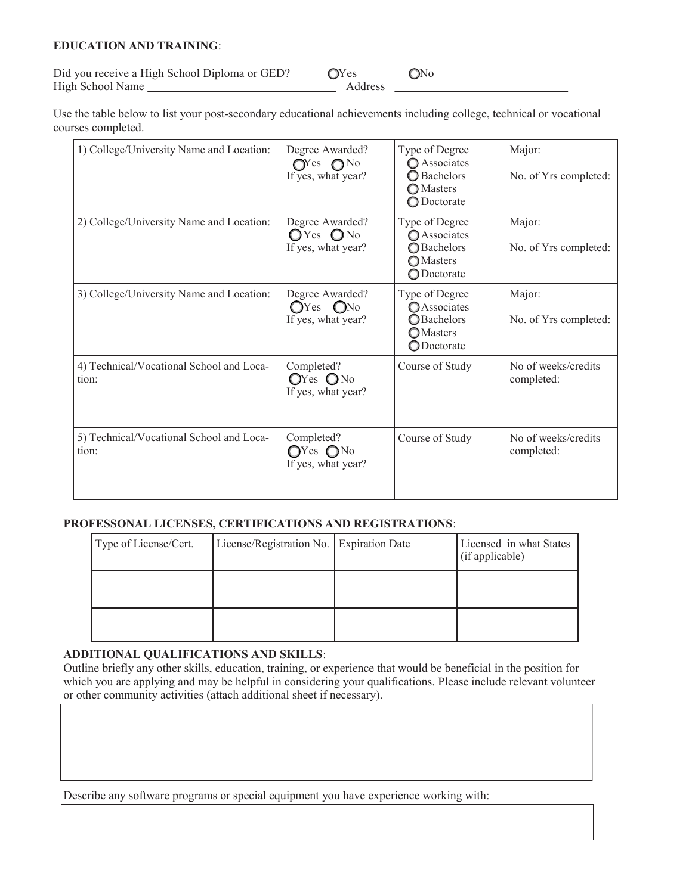**EDUCATION AND TRAINING**:

Did you receive a High School Diploma or GED? ◯Yes ◯No

High School Name \_\_\_\_\_\_\_\_\_\_\_\_\_\_\_\_\_\_\_\_\_\_\_\_\_\_\_\_\_\_ Address \_\_\_\_\_\_\_\_\_\_\_\_\_\_\_\_\_\_\_\_\_\_\_\_\_\_\_\_

Use the table below to list your post-secondary educational achievements including college, technical or vocational courses completed.

| | | | |
|---|---|---|---|
| 1) College/University Name and Location: | Degree Awarded? ◯Yes ◯No If yes, what year? | Type of Degree ◯ Associates ◯ Bachelors ◯ Masters ◯ Doctorate | Major: No. of Yrs completed: |
| 2) College/University Name and Location: | Degree Awarded? ◯Yes ◯No If yes, what year? | Type of Degree ◯Associates ◯Bachelors ◯Masters ◯Doctorate | Major: No. of Yrs completed: |
| 3) College/University Name and Location: | Degree Awarded? ◯Yes ◯No If yes, what year? | Type of Degree ◯Associates ◯Bachelors ◯Masters ◯Doctorate | Major: No. of Yrs completed: |
| 4) Technical/Vocational School and Location: | Completed? ◯Yes ◯No If yes, what year? | Course of Study | No of weeks/credits completed: |
| 5) Technical/Vocational School and Location: | Completed? ◯Yes ◯No If yes, what year? | Course of Study | No of weeks/credits completed: |

**PROFESSONAL LICENSES, CERTIFICATIONS AND REGISTRATIONS**:

| Type of License/Cert. | License/Registration No. | Expiration Date | Licensed in what States (if applicable) |
|---|---|---|---|
| | | | |
| | | | |

**ADDITIONAL QUALIFICATIONS AND SKILLS**:

Outline briefly any other skills, education, training, or experience that would be beneficial in the position for which you are applying and may be helpful in considering your qualifications. Please include relevant volunteer or other community activities (attach additional sheet if necessary).

Describe any software programs or special equipment you have experience working with: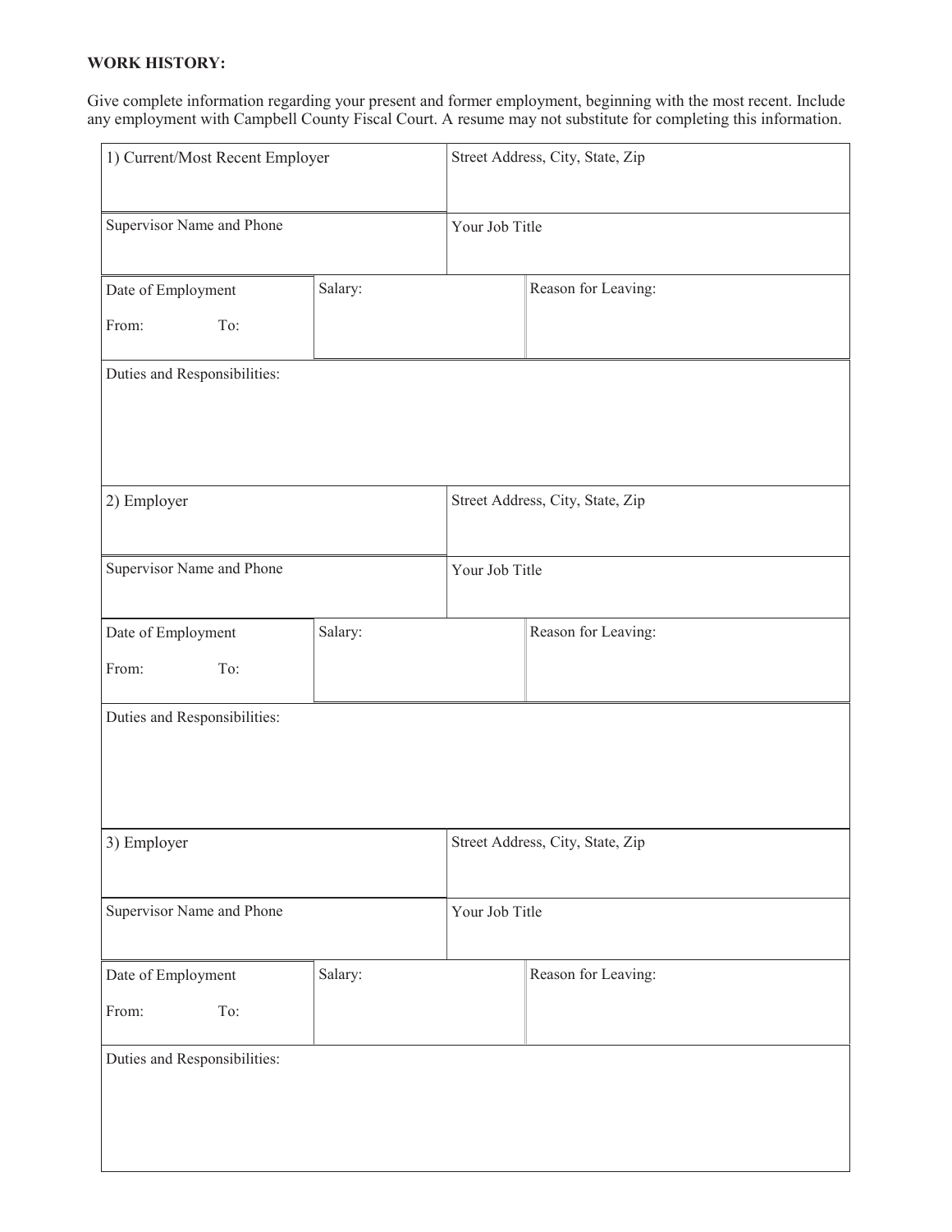**WORK HISTORY:**

Give complete information regarding your present and former employment, beginning with the most recent. Include any employment with Campbell County Fiscal Court. A resume may not substitute for completing this information.

| 1) Current/Most Recent Employer | | Street Address, City, State, Zip |
|---|---|---|
| Supervisor Name and Phone | | Your Job Title |
| Date of Employment<br>From: To: | Salary: | Reason for Leaving: |
| Duties and Responsibilities: | | |

| 2) Employer | | Street Address, City, State, Zip |
|---|---|---|
| Supervisor Name and Phone | | Your Job Title |
| Date of Employment<br>From: To: | Salary: | Reason for Leaving: |
| Duties and Responsibilities: | | |

| 3) Employer | | Street Address, City, State, Zip |
|---|---|---|
| Supervisor Name and Phone | | Your Job Title |
| Date of Employment<br>From: To: | Salary: | Reason for Leaving: |
| Duties and Responsibilities: | | |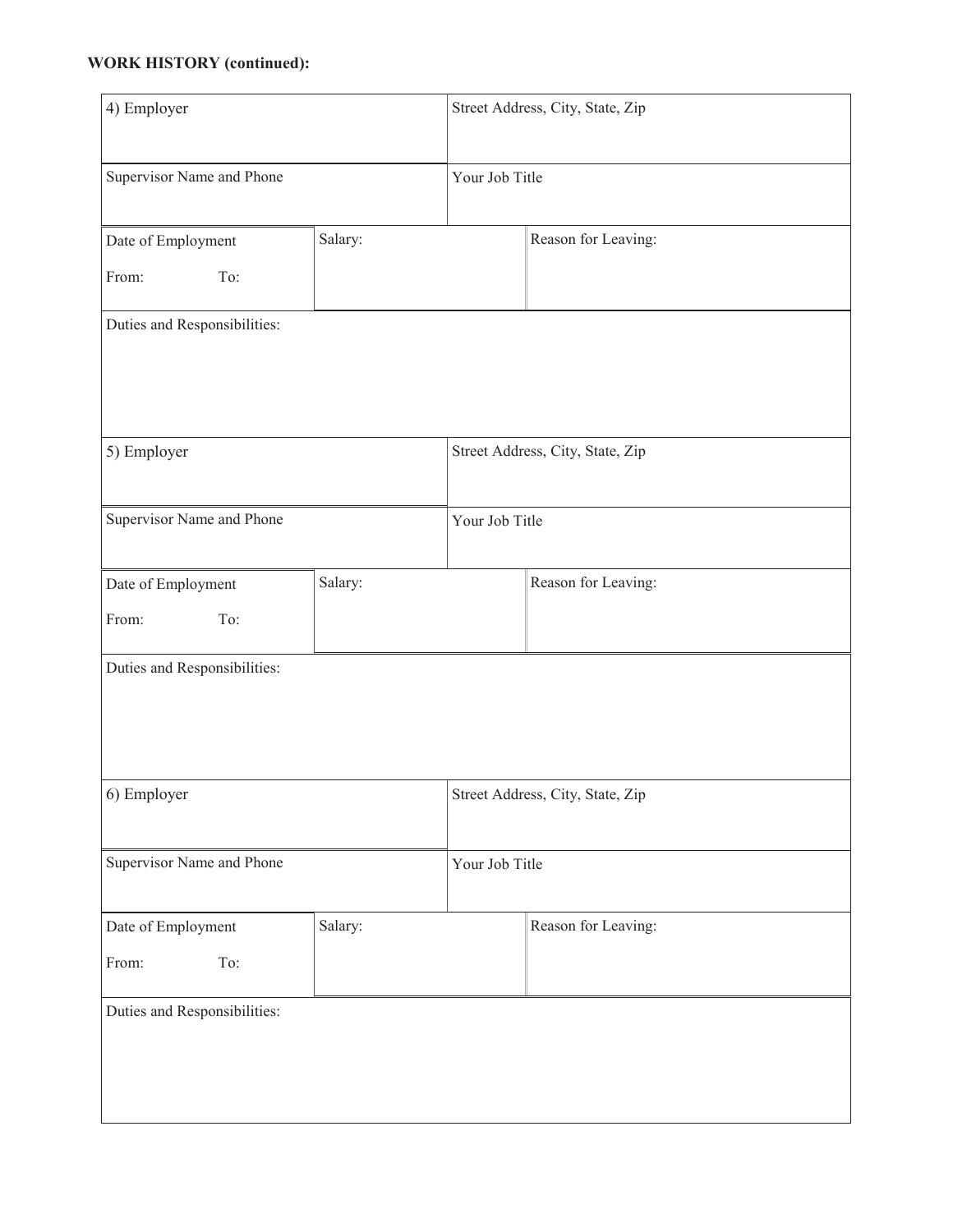**WORK HISTORY (continued):**

| 4) Employer | | Street Address, City, State, Zip |
|---|---|---|
| Supervisor Name and Phone | | Your Job Title |
| Date of Employment<br>From: To: | Salary: | Reason for Leaving: |
| Duties and Responsibilities: | | |

| 5) Employer | | Street Address, City, State, Zip |
|---|---|---|
| Supervisor Name and Phone | | Your Job Title |
| Date of Employment<br>From: To: | Salary: | Reason for Leaving: |
| Duties and Responsibilities: | | |

| 6) Employer | | Street Address, City, State, Zip |
|---|---|---|
| Supervisor Name and Phone | | Your Job Title |
| Date of Employment<br>From: To: | Salary: | Reason for Leaving: |
| Duties and Responsibilities: | | |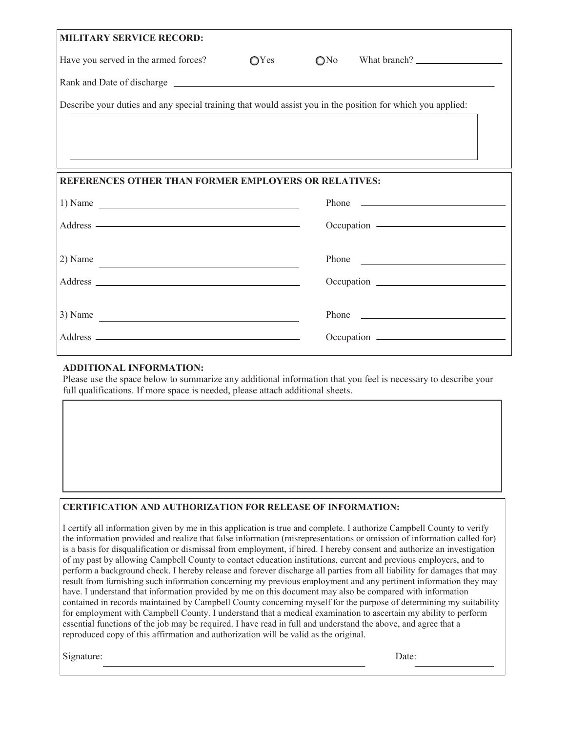## MILITARY SERVICE RECORD:

Have you served in the armed forces? ◯ Yes ◯ No What branch? ________________

Rank and Date of discharge ________________________________________________

Describe your duties and any special training that would assist you in the position for which you applied:

## REFERENCES OTHER THAN FORMER EMPLOYERS OR RELATIVES:

1) Name ______________________ Phone ______________________

Address ______________________ Occupation ______________________

2) Name ______________________ Phone ______________________

Address ______________________ Occupation ______________________

3) Name ______________________ Phone ______________________

Address ______________________ Occupation ______________________

## ADDITIONAL INFORMATION:

Please use the space below to summarize any additional information that you feel is necessary to describe your full qualifications. If more space is needed, please attach additional sheets.

## CERTIFICATION AND AUTHORIZATION FOR RELEASE OF INFORMATION:

I certify all information given by me in this application is true and complete. I authorize Campbell County to verify the information provided and realize that false information (misrepresentations or omission of information called for) is a basis for disqualification or dismissal from employment, if hired. I hereby consent and authorize an investigation of my past by allowing Campbell County to contact education institutions, current and previous employers, and to perform a background check. I hereby release and forever discharge all parties from all liability for damages that may result from furnishing such information concerning my previous employment and any pertinent information they may have. I understand that information provided by me on this document may also be compared with information contained in records maintained by Campbell County concerning myself for the purpose of determining my suitability for employment with Campbell County. I understand that a medical examination to ascertain my ability to perform essential functions of the job may be required. I have read in full and understand the above, and agree that a reproduced copy of this affirmation and authorization will be valid as the original.

Signature: ______________________________ Date: ______________